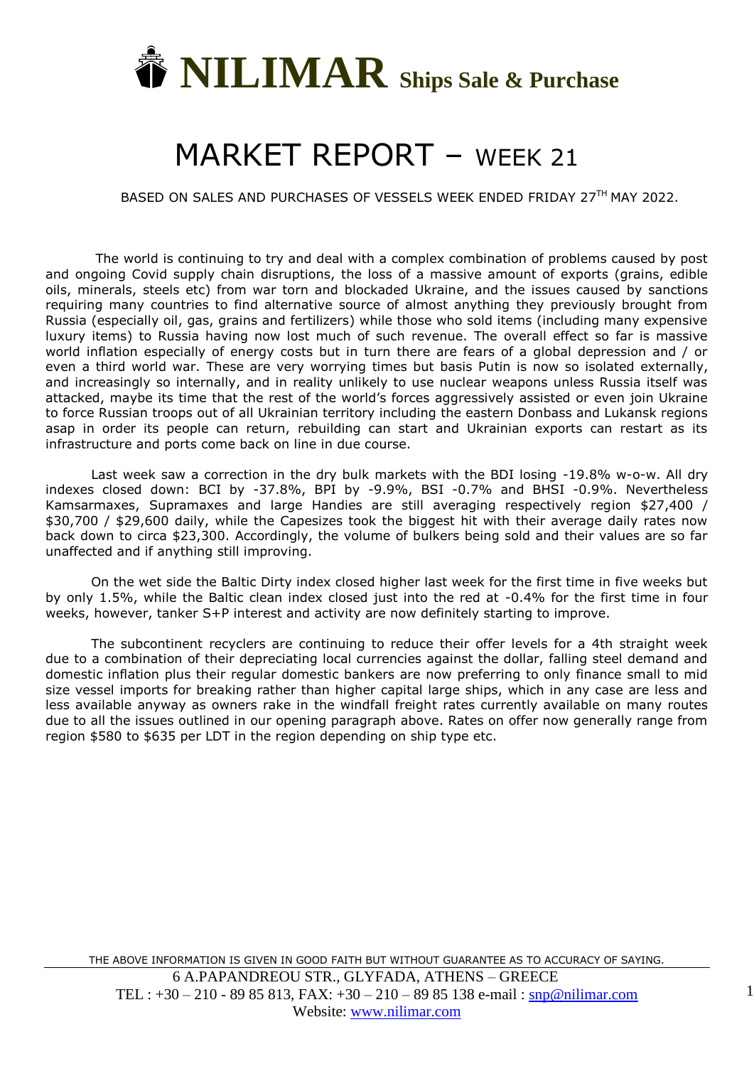# NILIMAR Ships Sale & Purchase

# MARKET REPORT – WEEK 21

BASED ON SALES AND PURCHASES OF VESSELS WEEK ENDED FRIDAY 27TH MAY 2022.

The world is continuing to try and deal with a complex combination of problems caused by post and ongoing Covid supply chain disruptions, the loss of a massive amount of exports (grains, edible oils, minerals, steels etc) from war torn and blockaded Ukraine, and the issues caused by sanctions requiring many countries to find alternative source of almost anything they previously brought from Russia (especially oil, gas, grains and fertilizers) while those who sold items (including many expensive luxury items) to Russia having now lost much of such revenue. The overall effect so far is massive world inflation especially of energy costs but in turn there are fears of a global depression and / or even a third world war. These are very worrying times but basis Putin is now so isolated externally, and increasingly so internally, and in reality unlikely to use nuclear weapons unless Russia itself was attacked, maybe its time that the rest of the world's forces aggressively assisted or even join Ukraine to force Russian troops out of all Ukrainian territory including the eastern Donbass and Lukansk regions asap in order its people can return, rebuilding can start and Ukrainian exports can restart as its infrastructure and ports come back on line in due course.

Last week saw a correction in the dry bulk markets with the BDI losing -19.8% w-o-w. All dry indexes closed down: BCI by -37.8%, BPI by -9.9%, BSI -0.7% and BHSI -0.9%. Nevertheless Kamsarmaxes, Supramaxes and large Handies are still averaging respectively region $27,400 / $30,700 / $29,600 daily, while the Capesizes took the biggest hit with their average daily rates now back down to circa $23,300. Accordingly, the volume of bulkers being sold and their values are so far unaffected and if anything still improving.

On the wet side the Baltic Dirty index closed higher last week for the first time in five weeks but by only 1.5%, while the Baltic clean index closed just into the red at -0.4% for the first time in four weeks, however, tanker S+P interest and activity are now definitely starting to improve.

The subcontinent recyclers are continuing to reduce their offer levels for a 4th straight week due to a combination of their depreciating local currencies against the dollar, falling steel demand and domestic inflation plus their regular domestic bankers are now preferring to only finance small to mid size vessel imports for breaking rather than higher capital large ships, which in any case are less and less available anyway as owners rake in the windfall freight rates currently available on many routes due to all the issues outlined in our opening paragraph above. Rates on offer now generally range from region $580 to $635 per LDT in the region depending on ship type etc.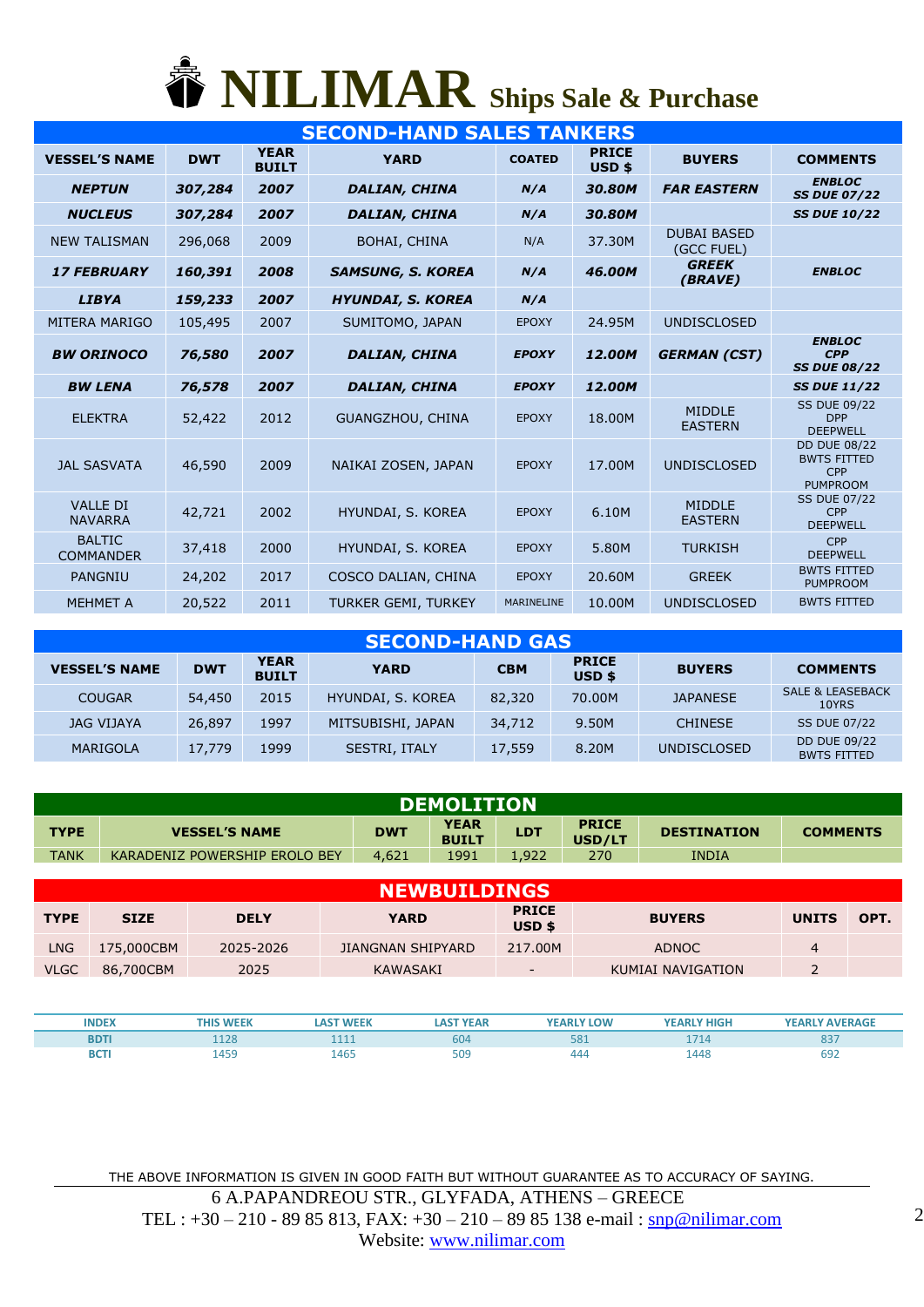# NILIMAR Ships Sale & Purchase

## SECOND-HAND SALES TANKERS

| VESSEL'S NAME | DWT | YEAR BUILT | YARD | COATED | PRICE USD $ | BUYERS | COMMENTS |
|---|---|---|---|---|---|---|---|
| ***NEPTUN*** | ***307,284*** | ***2007*** | ***DALIAN, CHINA*** | ***N/A*** | ***30.80M*** | ***FAR EASTERN*** | ***ENBLOC SS DUE 07/22*** |
| ***NUCLEUS*** | ***307,284*** | ***2007*** | ***DALIAN, CHINA*** | ***N/A*** | ***30.80M*** | | ***SS DUE 10/22*** |
| NEW TALISMAN | 296,068 | 2009 | BOHAI, CHINA | N/A | 37.30M | DUBAI BASED (GCC FUEL) | |
| ***17 FEBRUARY*** | ***160,391*** | ***2008*** | ***SAMSUNG, S. KOREA*** | ***N/A*** | ***46.00M*** | ***GREEK (BRAVE)*** | ***ENBLOC*** |
| ***LIBYA*** | ***159,233*** | ***2007*** | ***HYUNDAI, S. KOREA*** | ***N/A*** | | | |
| MITERA MARIGO | 105,495 | 2007 | SUMITOMO, JAPAN | EPOXY | 24.95M | UNDISCLOSED | |
| ***BW ORINOCO*** | ***76,580*** | ***2007*** | ***DALIAN, CHINA*** | ***EPOXY*** | ***12.00M*** | ***GERMAN (CST)*** | ***ENBLOC CPP SS DUE 08/22*** |
| ***BW LENA*** | ***76,578*** | ***2007*** | ***DALIAN, CHINA*** | ***EPOXY*** | ***12.00M*** | | ***SS DUE 11/22*** |
| ELEKTRA | 52,422 | 2012 | GUANGZHOU, CHINA | EPOXY | 18.00M | MIDDLE EASTERN | SS DUE 09/22 DPP DEEPWELL |
| JAL SASVATA | 46,590 | 2009 | NAIKAI ZOSEN, JAPAN | EPOXY | 17.00M | UNDISCLOSED | DD DUE 08/22 BWTS FITTED CPP PUMPROOM |
| VALLE DI NAVARRA | 42,721 | 2002 | HYUNDAI, S. KOREA | EPOXY | 6.10M | MIDDLE EASTERN | SS DUE 07/22 CPP DEEPWELL |
| BALTIC COMMANDER | 37,418 | 2000 | HYUNDAI, S. KOREA | EPOXY | 5.80M | TURKISH | CPP DEEPWELL |
| PANGNIU | 24,202 | 2017 | COSCO DALIAN, CHINA | EPOXY | 20.60M | GREEK | BWTS FITTED PUMPROOM |
| MEHMET A | 20,522 | 2011 | TURKER GEMI, TURKEY | MARINELINE | 10.00M | UNDISCLOSED | BWTS FITTED |

## SECOND-HAND GAS

| VESSEL'S NAME | DWT | YEAR BUILT | YARD | CBM | PRICE USD $ | BUYERS | COMMENTS |
|---|---|---|---|---|---|---|---|
| COUGAR | 54,450 | 2015 | HYUNDAI, S. KOREA | 82,320 | 70.00M | JAPANESE | SALE & LEASEBACK 10YRS |
| JAG VIJAYA | 26,897 | 1997 | MITSUBISHI, JAPAN | 34,712 | 9.50M | CHINESE | SS DUE 07/22 |
| MARIGOLA | 17,779 | 1999 | SESTRI, ITALY | 17,559 | 8.20M | UNDISCLOSED | DD DUE 09/22 BWTS FITTED |

## DEMOLITION

| TYPE | VESSEL'S NAME | DWT | YEAR BUILT | LDT | PRICE USD/LT | DESTINATION | COMMENTS |
|---|---|---|---|---|---|---|---|
| TANK | KARADENIZ POWERSHIP EROLO BEY | 4,621 | 1991 | 1,922 | 270 | INDIA | |

## NEWBUILDINGS

| TYPE | SIZE | DELY | YARD | PRICE USD $ | BUYERS | UNITS | OPT. |
|---|---|---|---|---|---|---|---|
| LNG | 175,000CBM | 2025-2026 | JIANGNAN SHIPYARD | 217.00M | ADNOC | 4 | |
| VLGC | 86,700CBM | 2025 | KAWASAKI | - | KUMIAI NAVIGATION | 2 | |

| INDEX | THIS WEEK | LAST WEEK | LAST YEAR | YEARLY LOW | YEARLY HIGH | YEARLY AVERAGE |
|---|---|---|---|---|---|---|
| BDTI | 1128 | 1111 | 604 | 581 | 1714 | 837 |
| BCTI | 1459 | 1465 | 509 | 444 | 1448 | 692 |

THE ABOVE INFORMATION IS GIVEN IN GOOD FAITH BUT WITHOUT GUARANTEE AS TO ACCURACY OF SAYING.

6 A.PAPANDREOU STR., GLYFADA, ATHENS – GREECE
TEL : +30 – 210 - 89 85 813, FAX: +30 – 210 – 89 85 138 e-mail : snp@nilimar.com
Website: www.nilimar.com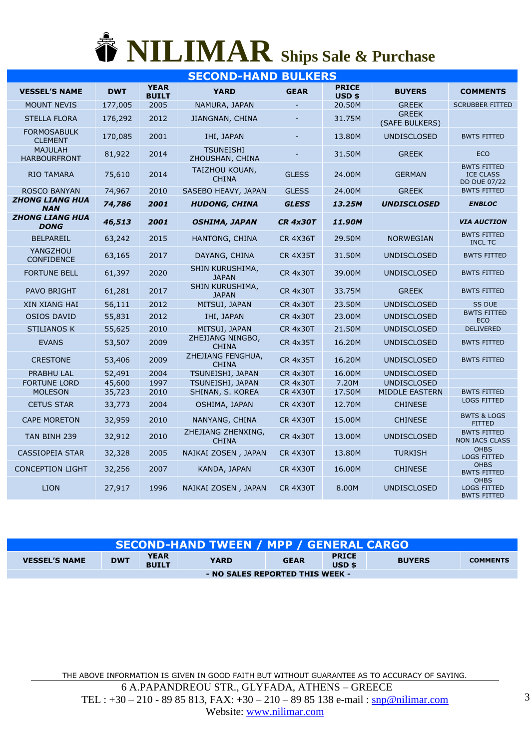# NILIMAR Ships Sale & Purchase

## SECOND-HAND BULKERS

| VESSEL'S NAME | DWT | YEAR BUILT | YARD | GEAR | PRICE USD $ | BUYERS | COMMENTS |
|---|---|---|---|---|---|---|---|
| MOUNT NEVIS | 177,005 | 2005 | NAMURA, JAPAN | - | 20.50M | GREEK | SCRUBBER FITTED |
| STELLA FLORA | 176,292 | 2012 | JIANGNAN, CHINA | - | 31.75M | GREEK (SAFE BULKERS) | |
| FORMOSABULK CLEMENT | 170,085 | 2001 | IHI, JAPAN | - | 13.80M | UNDISCLOSED | BWTS FITTED |
| MAJULAH HARBOURFRONT | 81,922 | 2014 | TSUNEISHI ZHOUSHAN, CHINA | - | 31.50M | GREEK | ECO |
| RIO TAMARA | 75,610 | 2014 | TAIZHOU KOUAN, CHINA | GLESS | 24.00M | GERMAN | BWTS FITTED ICE CLASS DD DUE 07/22 |
| ROSCO BANYAN | 74,967 | 2010 | SASEBO HEAVY, JAPAN | GLESS | 24.00M | GREEK | BWTS FITTED |
| ***ZHONG LIANG HUA NAN*** | ***74,786*** | ***2001*** | ***HUDONG, CHINA*** | ***GLESS*** | ***13.25M*** | ***UNDISCLOSED*** | ***ENBLOC*** |
| ***ZHONG LIANG HUA DONG*** | ***46,513*** | ***2001*** | ***OSHIMA, JAPAN*** | ***CR 4x30T*** | ***11.90M*** | | ***VIA AUCTION*** |
| BELPAREIL | 63,242 | 2015 | HANTONG, CHINA | CR 4X36T | 29.50M | NORWEGIAN | BWTS FITTED INCL TC |
| YANGZHOU CONFIDENCE | 63,165 | 2017 | DAYANG, CHINA | CR 4X35T | 31.50M | UNDISCLOSED | BWTS FITTED |
| FORTUNE BELL | 61,397 | 2020 | SHIN KURUSHIMA, JAPAN | CR 4x30T | 39.00M | UNDISCLOSED | BWTS FITTED |
| PAVO BRIGHT | 61,281 | 2017 | SHIN KURUSHIMA, JAPAN | CR 4x30T | 33.75M | GREEK | BWTS FITTED |
| XIN XIANG HAI | 56,111 | 2012 | MITSUI, JAPAN | CR 4x30T | 23.50M | UNDISCLOSED | SS DUE |
| OSIOS DAVID | 55,831 | 2012 | IHI, JAPAN | CR 4x30T | 23.00M | UNDISCLOSED | BWTS FITTED ECO |
| STILIANOS K | 55,625 | 2010 | MITSUI, JAPAN | CR 4x30T | 21.50M | UNDISCLOSED | DELIVERED |
| EVANS | 53,507 | 2009 | ZHEJIANG NINGBO, CHINA | CR 4x35T | 16.20M | UNDISCLOSED | BWTS FITTED |
| CRESTONE | 53,406 | 2009 | ZHEJIANG FENGHUA, CHINA | CR 4x35T | 16.20M | UNDISCLOSED | BWTS FITTED |
| PRABHU LAL | 52,491 | 2004 | TSUNEISHI, JAPAN | CR 4x30T | 16.00M | UNDISCLOSED | |
| FORTUNE LORD | 45,600 | 1997 | TSUNEISHI, JAPAN | CR 4x30T | 7.20M | UNDISCLOSED | |
| MOLESON | 35,723 | 2010 | SHINAN, S. KOREA | CR 4X30T | 17.50M | MIDDLE EASTERN | BWTS FITTED |
| CETUS STAR | 33,773 | 2004 | OSHIMA, JAPAN | CR 4X30T | 12.70M | CHINESE | LOGS FITTED |
| CAPE MORETON | 32,959 | 2010 | NANYANG, CHINA | CR 4X30T | 15.00M | CHINESE | BWTS & LOGS FITTED |
| TAN BINH 239 | 32,912 | 2010 | ZHEJIANG ZHENXING, CHINA | CR 4x30T | 13.00M | UNDISCLOSED | BWTS FITTED NON IACS CLASS |
| CASSIOPEIA STAR | 32,328 | 2005 | NAIKAI ZOSEN , JAPAN | CR 4X30T | 13.80M | TURKISH | OHBS LOGS FITTED |
| CONCEPTION LIGHT | 32,256 | 2007 | KANDA, JAPAN | CR 4X30T | 16.00M | CHINESE | OHBS BWTS FITTED |
| LION | 27,917 | 1996 | NAIKAI ZOSEN , JAPAN | CR 4X30T | 8.00M | UNDISCLOSED | OHBS LOGS FITTED BWTS FITTED |

## SECOND-HAND TWEEN / MPP / GENERAL CARGO

| VESSEL'S NAME | DWT | YEAR BUILT | YARD | GEAR | PRICE USD $ | BUYERS | COMMENTS |
|---|---|---|---|---|---|---|---|
| **- NO SALES REPORTED THIS WEEK -** | | | | | | | |

THE ABOVE INFORMATION IS GIVEN IN GOOD FAITH BUT WITHOUT GUARANTEE AS TO ACCURACY OF SAYING.

6 A.PAPANDREOU STR., GLYFADA, ATHENS – GREECE
TEL : +30 – 210 - 89 85 813, FAX: +30 – 210 – 89 85 138 e-mail : snp@nilimar.com
Website: www.nilimar.com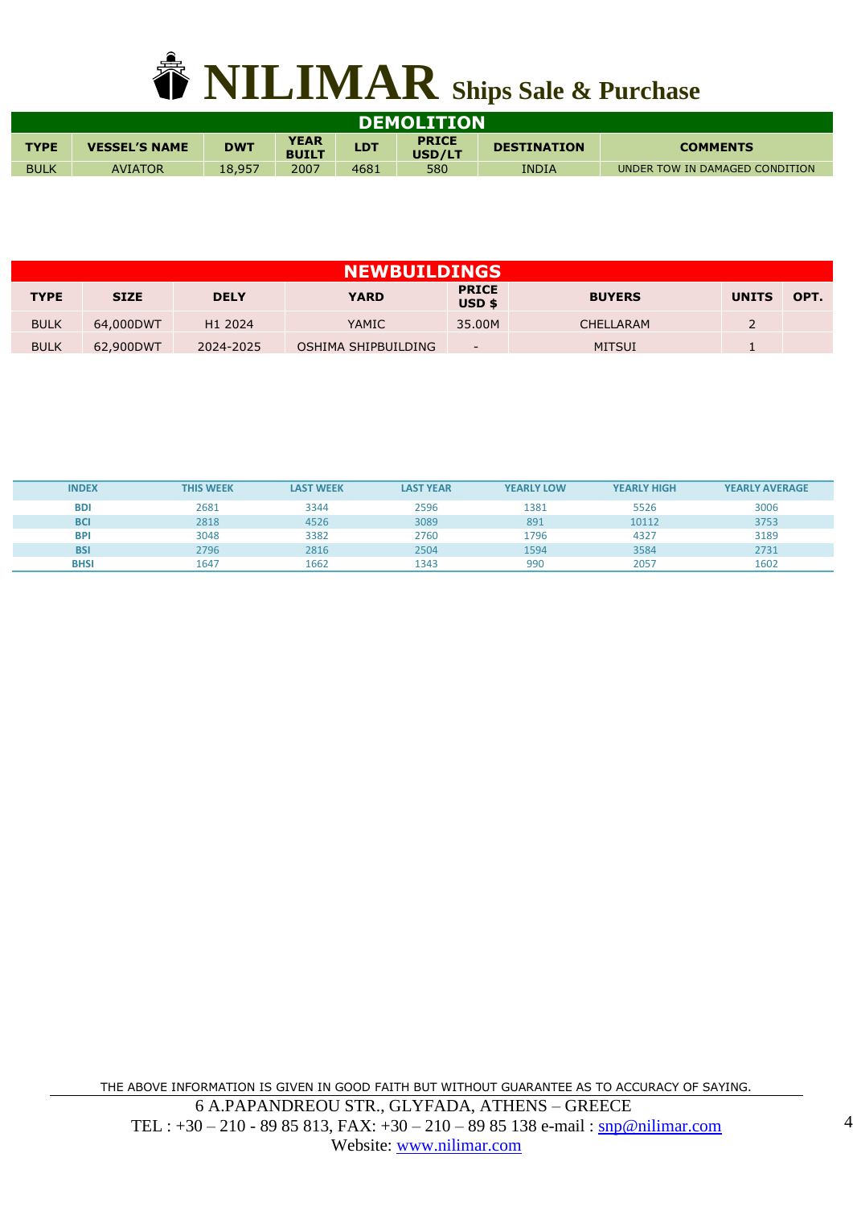# NILIMAR Ships Sale & Purchase

## DEMOLITION

| TYPE | VESSEL'S NAME | DWT | YEAR BUILT | LDT | PRICE USD/LT | DESTINATION | COMMENTS |
|---|---|---|---|---|---|---|---|
| BULK | AVIATOR | 18,957 | 2007 | 4681 | 580 | INDIA | UNDER TOW IN DAMAGED CONDITION |

## NEWBUILDINGS

| TYPE | SIZE | DELY | YARD | PRICE USD $ | BUYERS | UNITS | OPT. |
|---|---|---|---|---|---|---|---|
| BULK | 64,000DWT | H1 2024 | YAMIC | 35.00M | CHELLARAM | 2 | |
| BULK | 62,900DWT | 2024-2025 | OSHIMA SHIPBUILDING | - | MITSUI | 1 | |

| INDEX | THIS WEEK | LAST WEEK | LAST YEAR | YEARLY LOW | YEARLY HIGH | YEARLY AVERAGE |
|---|---|---|---|---|---|---|
| BDI | 2681 | 3344 | 2596 | 1381 | 5526 | 3006 |
| BCI | 2818 | 4526 | 3089 | 891 | 10112 | 3753 |
| BPI | 3048 | 3382 | 2760 | 1796 | 4327 | 3189 |
| BSI | 2796 | 2816 | 2504 | 1594 | 3584 | 2731 |
| BHSI | 1647 | 1662 | 1343 | 990 | 2057 | 1602 |

THE ABOVE INFORMATION IS GIVEN IN GOOD FAITH BUT WITHOUT GUARANTEE AS TO ACCURACY OF SAYING.

6 A.PAPANDREOU STR., GLYFADA, ATHENS – GREECE
TEL : +30 – 210 - 89 85 813, FAX: +30 – 210 – 89 85 138 e-mail : snp@nilimar.com
Website: www.nilimar.com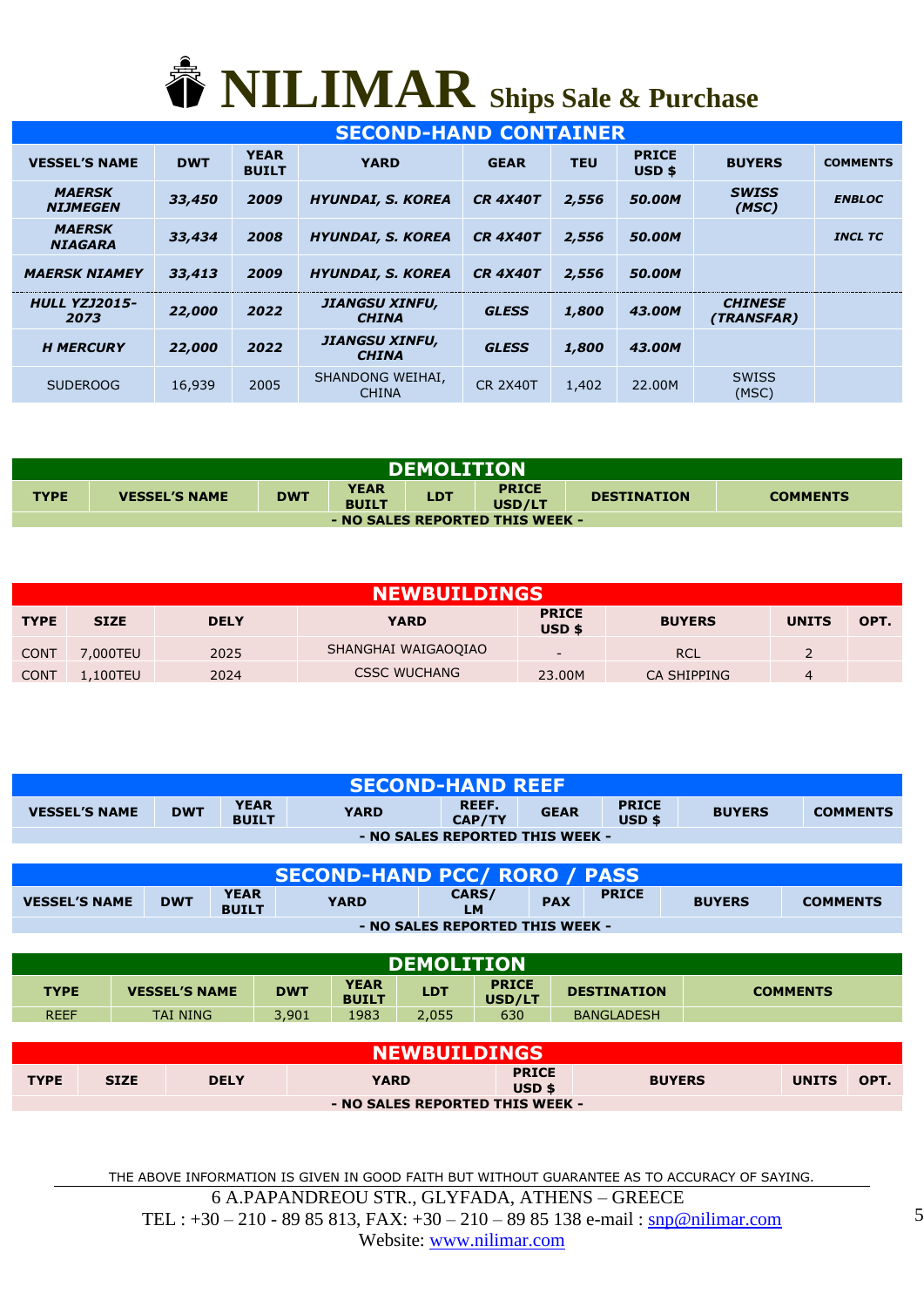# NILIMAR Ships Sale & Purchase

## SECOND-HAND CONTAINER

| VESSEL'S NAME | DWT | YEAR BUILT | YARD | GEAR | TEU | PRICE USD $ | BUYERS | COMMENTS |
|---|---|---|---|---|---|---|---|---|
| ***MAERSK NIJMEGEN*** | ***33,450*** | ***2009*** | ***HYUNDAI, S. KOREA*** | ***CR 4X40T*** | ***2,556*** | ***50.00M*** | ***SWISS (MSC)*** | ***ENBLOC*** |
| ***MAERSK NIAGARA*** | ***33,434*** | ***2008*** | ***HYUNDAI, S. KOREA*** | ***CR 4X40T*** | ***2,556*** | ***50.00M*** | | ***INCL TC*** |
| ***MAERSK NIAMEY*** | ***33,413*** | ***2009*** | ***HYUNDAI, S. KOREA*** | ***CR 4X40T*** | ***2,556*** | ***50.00M*** | | |
| ***HULL YZJ2015-2073*** | ***22,000*** | ***2022*** | ***JIANGSU XINFU, CHINA*** | ***GLESS*** | ***1,800*** | ***43.00M*** | ***CHINESE (TRANSFAR)*** | |
| ***H MERCURY*** | ***22,000*** | ***2022*** | ***JIANGSU XINFU, CHINA*** | ***GLESS*** | ***1,800*** | ***43.00M*** | | |
| SUDEROOG | 16,939 | 2005 | SHANDONG WEIHAI, CHINA | CR 2X40T | 1,402 | 22.00M | SWISS (MSC) | |

## DEMOLITION

| TYPE | VESSEL'S NAME | DWT | YEAR BUILT | LDT | PRICE USD/LT | DESTINATION | COMMENTS |
|---|---|---|---|---|---|---|---|

**- NO SALES REPORTED THIS WEEK -**

## NEWBUILDINGS

| TYPE | SIZE | DELY | YARD | PRICE USD $ | BUYERS | UNITS | OPT. |
|---|---|---|---|---|---|---|---|
| CONT | 7,000TEU | 2025 | SHANGHAI WAIGAOQIAO | - | RCL | 2 | |
| CONT | 1,100TEU | 2024 | CSSC WUCHANG | 23.00M | CA SHIPPING | 4 | |

## SECOND-HAND REEF

| VESSEL'S NAME | DWT | YEAR BUILT | YARD | REEF. CAP/TY | GEAR | PRICE USD $ | BUYERS | COMMENTS |
|---|---|---|---|---|---|---|---|---|

**- NO SALES REPORTED THIS WEEK -**

## SECOND-HAND PCC/ RORO / PASS

| VESSEL'S NAME | DWT | YEAR BUILT | YARD | CARS/ LM | PAX | PRICE | BUYERS | COMMENTS |
|---|---|---|---|---|---|---|---|---|

**- NO SALES REPORTED THIS WEEK -**

## DEMOLITION

| TYPE | VESSEL'S NAME | DWT | YEAR BUILT | LDT | PRICE USD/LT | DESTINATION | COMMENTS |
|---|---|---|---|---|---|---|---|
| REEF | TAI NING | 3,901 | 1983 | 2,055 | 630 | BANGLADESH | |

## NEWBUILDINGS

| TYPE | SIZE | DELY | YARD | PRICE USD $ | BUYERS | UNITS | OPT. |
|---|---|---|---|---|---|---|---|

**- NO SALES REPORTED THIS WEEK -**

THE ABOVE INFORMATION IS GIVEN IN GOOD FAITH BUT WITHOUT GUARANTEE AS TO ACCURACY OF SAYING.

6 A.PAPANDREOU STR., GLYFADA, ATHENS – GREECE
TEL : +30 – 210 - 89 85 813, FAX: +30 – 210 – 89 85 138 e-mail : snp@nilimar.com
Website: www.nilimar.com